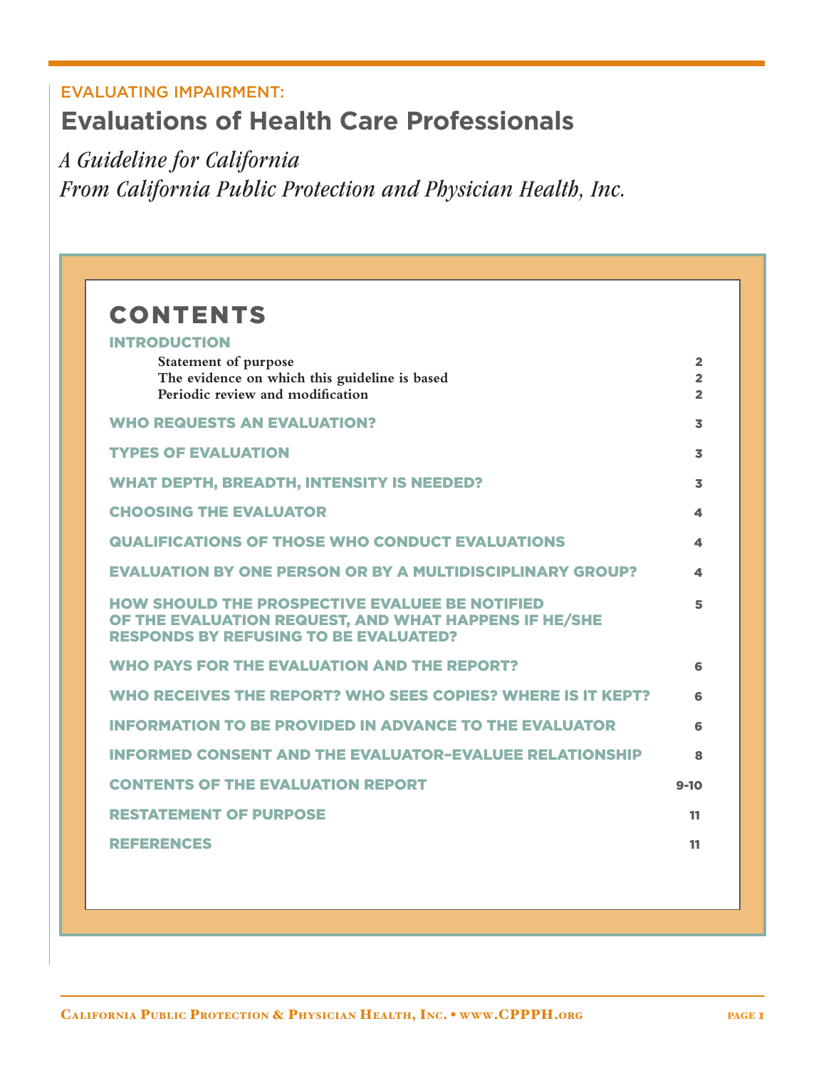EVALUATING IMPAIRMENT:

# Evaluations of Health Care Professionals

*A Guideline for California*
*From California Public Protection and Physician Health, Inc.*

## CONTENTS

| | |
|---|---|
| **INTRODUCTION** | |
| Statement of purpose | 2 |
| The evidence on which this guideline is based | 2 |
| Periodic review and modification | 2 |
| **WHO REQUESTS AN EVALUATION?** | 3 |
| **TYPES OF EVALUATION** | 3 |
| **WHAT DEPTH, BREADTH, INTENSITY IS NEEDED?** | 3 |
| **CHOOSING THE EVALUATOR** | 4 |
| **QUALIFICATIONS OF THOSE WHO CONDUCT EVALUATIONS** | 4 |
| **EVALUATION BY ONE PERSON OR BY A MULTIDISCIPLINARY GROUP?** | 4 |
| **HOW SHOULD THE PROSPECTIVE EVALUEE BE NOTIFIED OF THE EVALUATION REQUEST, AND WHAT HAPPENS IF HE/SHE RESPONDS BY REFUSING TO BE EVALUATED?** | 5 |
| **WHO PAYS FOR THE EVALUATION AND THE REPORT?** | 6 |
| **WHO RECEIVES THE REPORT? WHO SEES COPIES? WHERE IS IT KEPT?** | 6 |
| **INFORMATION TO BE PROVIDED IN ADVANCE TO THE EVALUATOR** | 6 |
| **INFORMED CONSENT AND THE EVALUATOR–EVALUEE RELATIONSHIP** | 8 |
| **CONTENTS OF THE EVALUATION REPORT** | 9-10 |
| **RESTATEMENT OF PURPOSE** | 11 |
| **REFERENCES** | 11 |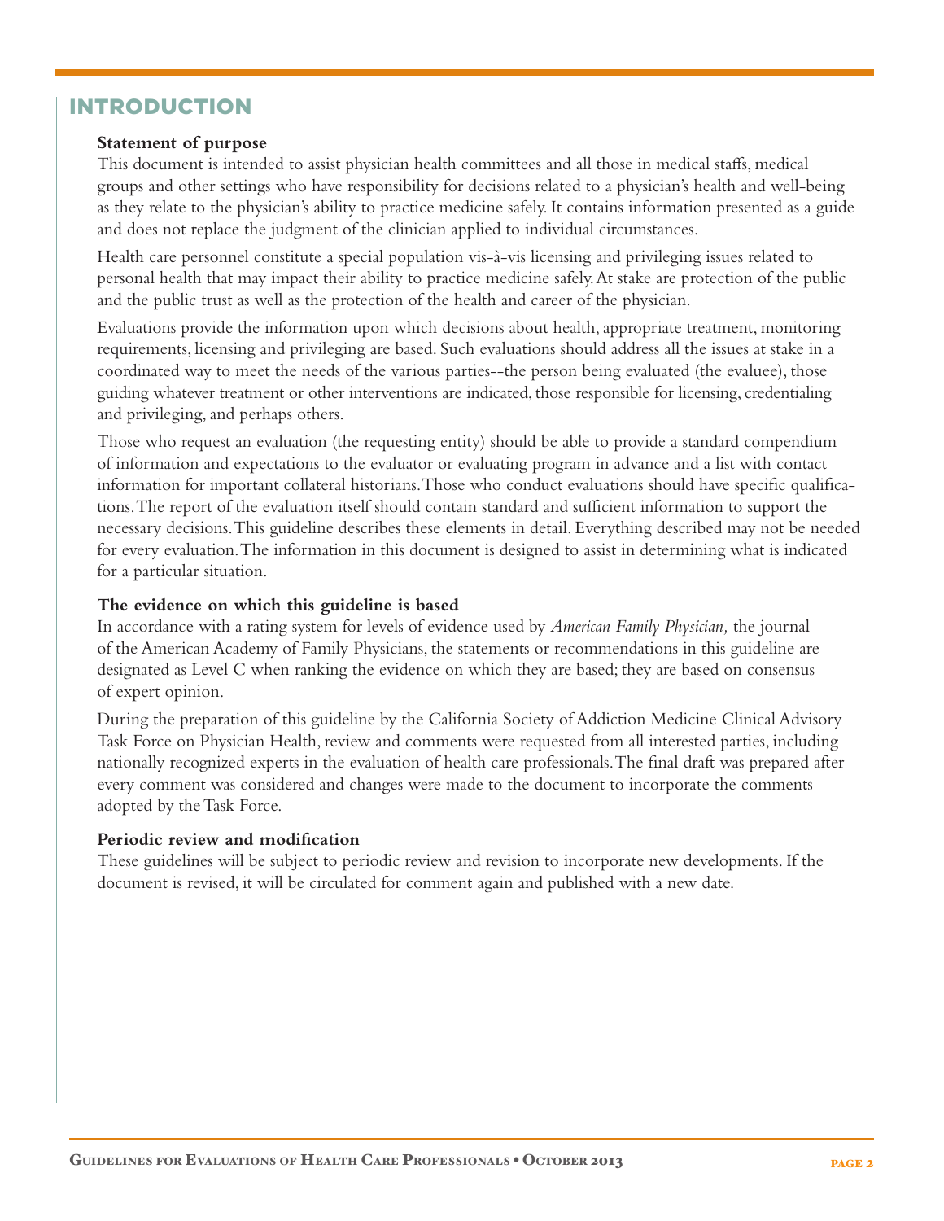# INTRODUCTION

**Statement of purpose**

This document is intended to assist physician health committees and all those in medical staffs, medical groups and other settings who have responsibility for decisions related to a physician's health and well-being as they relate to the physician's ability to practice medicine safely. It contains information presented as a guide and does not replace the judgment of the clinician applied to individual circumstances.

Health care personnel constitute a special population vis-à-vis licensing and privileging issues related to personal health that may impact their ability to practice medicine safely. At stake are protection of the public and the public trust as well as the protection of the health and career of the physician.

Evaluations provide the information upon which decisions about health, appropriate treatment, monitoring requirements, licensing and privileging are based. Such evaluations should address all the issues at stake in a coordinated way to meet the needs of the various parties--the person being evaluated (the evaluee), those guiding whatever treatment or other interventions are indicated, those responsible for licensing, credentialing and privileging, and perhaps others.

Those who request an evaluation (the requesting entity) should be able to provide a standard compendium of information and expectations to the evaluator or evaluating program in advance and a list with contact information for important collateral historians. Those who conduct evaluations should have specific qualifications. The report of the evaluation itself should contain standard and sufficient information to support the necessary decisions. This guideline describes these elements in detail. Everything described may not be needed for every evaluation. The information in this document is designed to assist in determining what is indicated for a particular situation.

**The evidence on which this guideline is based**

In accordance with a rating system for levels of evidence used by *American Family Physician,* the journal of the American Academy of Family Physicians, the statements or recommendations in this guideline are designated as Level C when ranking the evidence on which they are based; they are based on consensus of expert opinion.

During the preparation of this guideline by the California Society of Addiction Medicine Clinical Advisory Task Force on Physician Health, review and comments were requested from all interested parties, including nationally recognized experts in the evaluation of health care professionals. The final draft was prepared after every comment was considered and changes were made to the document to incorporate the comments adopted by the Task Force.

**Periodic review and modification**

These guidelines will be subject to periodic review and revision to incorporate new developments. If the document is revised, it will be circulated for comment again and published with a new date.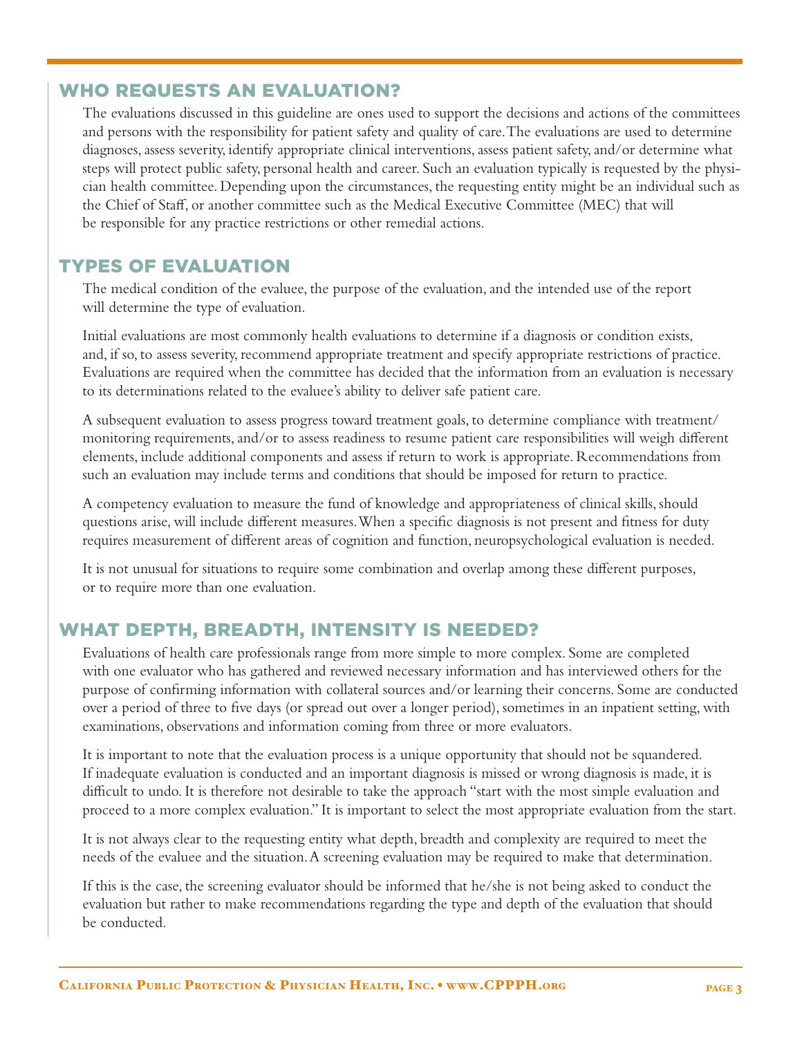## WHO REQUESTS AN EVALUATION?

The evaluations discussed in this guideline are ones used to support the decisions and actions of the committees and persons with the responsibility for patient safety and quality of care. The evaluations are used to determine diagnoses, assess severity, identify appropriate clinical interventions, assess patient safety, and/or determine what steps will protect public safety, personal health and career. Such an evaluation typically is requested by the physician health committee. Depending upon the circumstances, the requesting entity might be an individual such as the Chief of Staff, or another committee such as the Medical Executive Committee (MEC) that will be responsible for any practice restrictions or other remedial actions.

## TYPES OF EVALUATION

The medical condition of the evaluee, the purpose of the evaluation, and the intended use of the report will determine the type of evaluation.

Initial evaluations are most commonly health evaluations to determine if a diagnosis or condition exists, and, if so, to assess severity, recommend appropriate treatment and specify appropriate restrictions of practice. Evaluations are required when the committee has decided that the information from an evaluation is necessary to its determinations related to the evaluee's ability to deliver safe patient care.

A subsequent evaluation to assess progress toward treatment goals, to determine compliance with treatment/monitoring requirements, and/or to assess readiness to resume patient care responsibilities will weigh different elements, include additional components and assess if return to work is appropriate. Recommendations from such an evaluation may include terms and conditions that should be imposed for return to practice.

A competency evaluation to measure the fund of knowledge and appropriateness of clinical skills, should questions arise, will include different measures. When a specific diagnosis is not present and fitness for duty requires measurement of different areas of cognition and function, neuropsychological evaluation is needed.

It is not unusual for situations to require some combination and overlap among these different purposes, or to require more than one evaluation.

## WHAT DEPTH, BREADTH, INTENSITY IS NEEDED?

Evaluations of health care professionals range from more simple to more complex. Some are completed with one evaluator who has gathered and reviewed necessary information and has interviewed others for the purpose of confirming information with collateral sources and/or learning their concerns. Some are conducted over a period of three to five days (or spread out over a longer period), sometimes in an inpatient setting, with examinations, observations and information coming from three or more evaluators.

It is important to note that the evaluation process is a unique opportunity that should not be squandered. If inadequate evaluation is conducted and an important diagnosis is missed or wrong diagnosis is made, it is difficult to undo. It is therefore not desirable to take the approach "start with the most simple evaluation and proceed to a more complex evaluation." It is important to select the most appropriate evaluation from the start.

It is not always clear to the requesting entity what depth, breadth and complexity are required to meet the needs of the evaluee and the situation. A screening evaluation may be required to make that determination.

If this is the case, the screening evaluator should be informed that he/she is not being asked to conduct the evaluation but rather to make recommendations regarding the type and depth of the evaluation that should be conducted.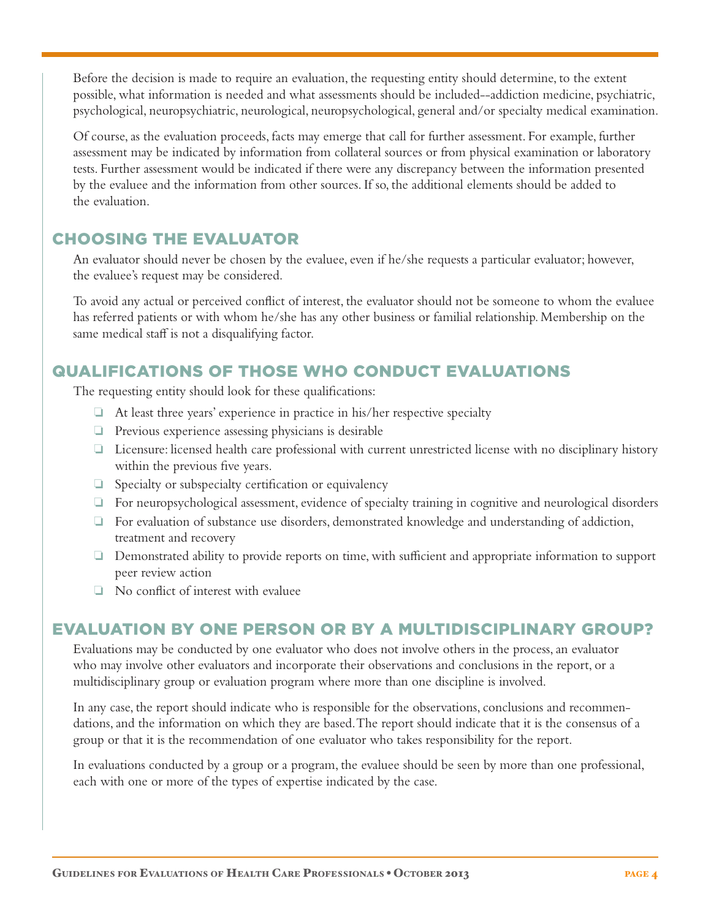Before the decision is made to require an evaluation, the requesting entity should determine, to the extent possible, what information is needed and what assessments should be included--addiction medicine, psychiatric, psychological, neuropsychiatric, neurological, neuropsychological, general and/or specialty medical examination.

Of course, as the evaluation proceeds, facts may emerge that call for further assessment. For example, further assessment may be indicated by information from collateral sources or from physical examination or laboratory tests. Further assessment would be indicated if there were any discrepancy between the information presented by the evaluee and the information from other sources. If so, the additional elements should be added to the evaluation.

## CHOOSING THE EVALUATOR

An evaluator should never be chosen by the evaluee, even if he/she requests a particular evaluator; however, the evaluee's request may be considered.

To avoid any actual or perceived conflict of interest, the evaluator should not be someone to whom the evaluee has referred patients or with whom he/she has any other business or familial relationship. Membership on the same medical staff is not a disqualifying factor.

## QUALIFICATIONS OF THOSE WHO CONDUCT EVALUATIONS

The requesting entity should look for these qualifications:

- At least three years' experience in practice in his/her respective specialty
- Previous experience assessing physicians is desirable
- Licensure: licensed health care professional with current unrestricted license with no disciplinary history within the previous five years.
- Specialty or subspecialty certification or equivalency
- For neuropsychological assessment, evidence of specialty training in cognitive and neurological disorders
- For evaluation of substance use disorders, demonstrated knowledge and understanding of addiction, treatment and recovery
- Demonstrated ability to provide reports on time, with sufficient and appropriate information to support peer review action
- No conflict of interest with evaluee

## EVALUATION BY ONE PERSON OR BY A MULTIDISCIPLINARY GROUP?

Evaluations may be conducted by one evaluator who does not involve others in the process, an evaluator who may involve other evaluators and incorporate their observations and conclusions in the report, or a multidisciplinary group or evaluation program where more than one discipline is involved.

In any case, the report should indicate who is responsible for the observations, conclusions and recommendations, and the information on which they are based. The report should indicate that it is the consensus of a group or that it is the recommendation of one evaluator who takes responsibility for the report.

In evaluations conducted by a group or a program, the evaluee should be seen by more than one professional, each with one or more of the types of expertise indicated by the case.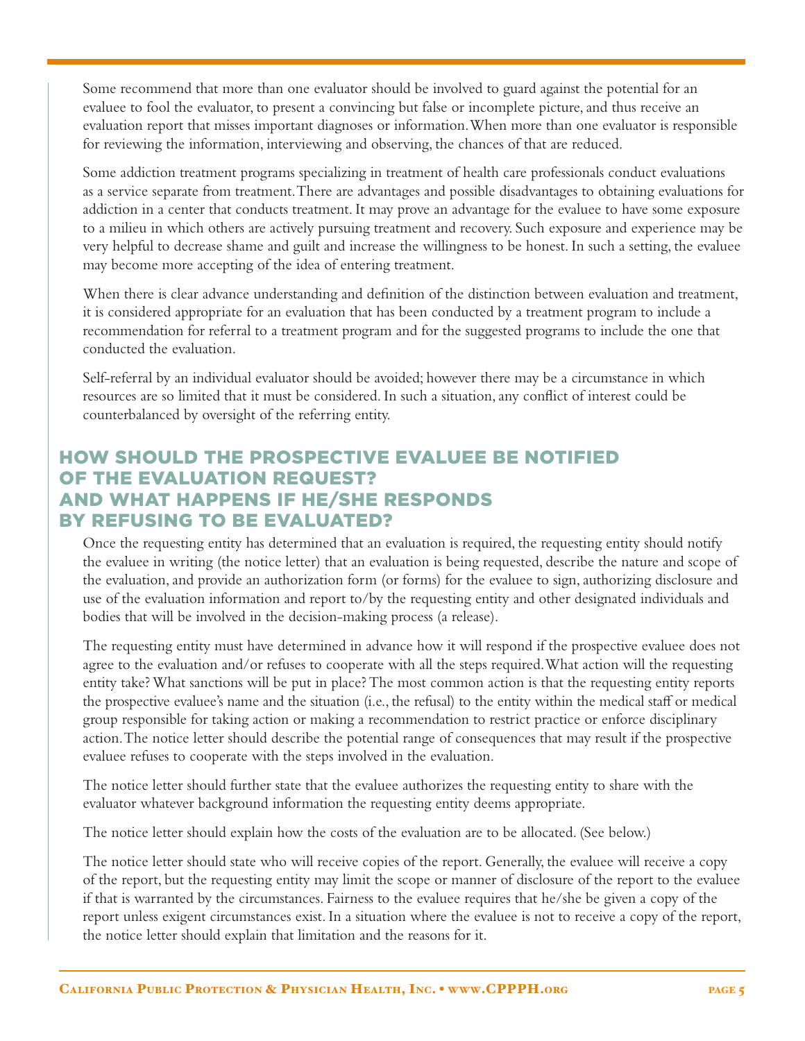Some recommend that more than one evaluator should be involved to guard against the potential for an evaluee to fool the evaluator, to present a convincing but false or incomplete picture, and thus receive an evaluation report that misses important diagnoses or information. When more than one evaluator is responsible for reviewing the information, interviewing and observing, the chances of that are reduced.

Some addiction treatment programs specializing in treatment of health care professionals conduct evaluations as a service separate from treatment. There are advantages and possible disadvantages to obtaining evaluations for addiction in a center that conducts treatment. It may prove an advantage for the evaluee to have some exposure to a milieu in which others are actively pursuing treatment and recovery. Such exposure and experience may be very helpful to decrease shame and guilt and increase the willingness to be honest. In such a setting, the evaluee may become more accepting of the idea of entering treatment.

When there is clear advance understanding and definition of the distinction between evaluation and treatment, it is considered appropriate for an evaluation that has been conducted by a treatment program to include a recommendation for referral to a treatment program and for the suggested programs to include the one that conducted the evaluation.

Self-referral by an individual evaluator should be avoided; however there may be a circumstance in which resources are so limited that it must be considered. In such a situation, any conflict of interest could be counterbalanced by oversight of the referring entity.

## HOW SHOULD THE PROSPECTIVE EVALUEE BE NOTIFIED OF THE EVALUATION REQUEST? AND WHAT HAPPENS IF HE/SHE RESPONDS BY REFUSING TO BE EVALUATED?

Once the requesting entity has determined that an evaluation is required, the requesting entity should notify the evaluee in writing (the notice letter) that an evaluation is being requested, describe the nature and scope of the evaluation, and provide an authorization form (or forms) for the evaluee to sign, authorizing disclosure and use of the evaluation information and report to/by the requesting entity and other designated individuals and bodies that will be involved in the decision-making process (a release).

The requesting entity must have determined in advance how it will respond if the prospective evaluee does not agree to the evaluation and/or refuses to cooperate with all the steps required. What action will the requesting entity take? What sanctions will be put in place? The most common action is that the requesting entity reports the prospective evaluee's name and the situation (i.e., the refusal) to the entity within the medical staff or medical group responsible for taking action or making a recommendation to restrict practice or enforce disciplinary action. The notice letter should describe the potential range of consequences that may result if the prospective evaluee refuses to cooperate with the steps involved in the evaluation.

The notice letter should further state that the evaluee authorizes the requesting entity to share with the evaluator whatever background information the requesting entity deems appropriate.

The notice letter should explain how the costs of the evaluation are to be allocated. (See below.)

The notice letter should state who will receive copies of the report. Generally, the evaluee will receive a copy of the report, but the requesting entity may limit the scope or manner of disclosure of the report to the evaluee if that is warranted by the circumstances. Fairness to the evaluee requires that he/she be given a copy of the report unless exigent circumstances exist. In a situation where the evaluee is not to receive a copy of the report, the notice letter should explain that limitation and the reasons for it.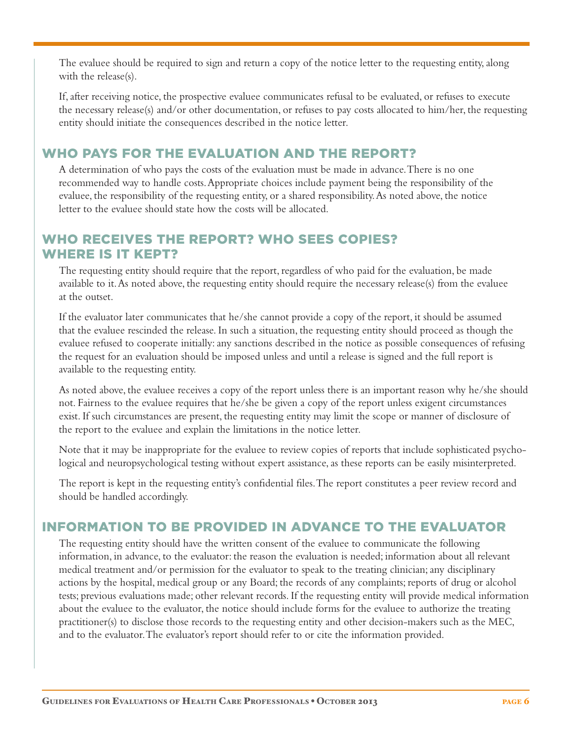The evaluee should be required to sign and return a copy of the notice letter to the requesting entity, along with the release(s).

If, after receiving notice, the prospective evaluee communicates refusal to be evaluated, or refuses to execute the necessary release(s) and/or other documentation, or refuses to pay costs allocated to him/her, the requesting entity should initiate the consequences described in the notice letter.

## WHO PAYS FOR THE EVALUATION AND THE REPORT?

A determination of who pays the costs of the evaluation must be made in advance. There is no one recommended way to handle costs. Appropriate choices include payment being the responsibility of the evaluee, the responsibility of the requesting entity, or a shared responsibility. As noted above, the notice letter to the evaluee should state how the costs will be allocated.

## WHO RECEIVES THE REPORT? WHO SEES COPIES? WHERE IS IT KEPT?

The requesting entity should require that the report, regardless of who paid for the evaluation, be made available to it. As noted above, the requesting entity should require the necessary release(s) from the evaluee at the outset.

If the evaluator later communicates that he/she cannot provide a copy of the report, it should be assumed that the evaluee rescinded the release. In such a situation, the requesting entity should proceed as though the evaluee refused to cooperate initially: any sanctions described in the notice as possible consequences of refusing the request for an evaluation should be imposed unless and until a release is signed and the full report is available to the requesting entity.

As noted above, the evaluee receives a copy of the report unless there is an important reason why he/she should not. Fairness to the evaluee requires that he/she be given a copy of the report unless exigent circumstances exist. If such circumstances are present, the requesting entity may limit the scope or manner of disclosure of the report to the evaluee and explain the limitations in the notice letter.

Note that it may be inappropriate for the evaluee to review copies of reports that include sophisticated psychological and neuropsychological testing without expert assistance, as these reports can be easily misinterpreted.

The report is kept in the requesting entity's confidential files. The report constitutes a peer review record and should be handled accordingly.

## INFORMATION TO BE PROVIDED IN ADVANCE TO THE EVALUATOR

The requesting entity should have the written consent of the evaluee to communicate the following information, in advance, to the evaluator: the reason the evaluation is needed; information about all relevant medical treatment and/or permission for the evaluator to speak to the treating clinician; any disciplinary actions by the hospital, medical group or any Board; the records of any complaints; reports of drug or alcohol tests; previous evaluations made; other relevant records. If the requesting entity will provide medical information about the evaluee to the evaluator, the notice should include forms for the evaluee to authorize the treating practitioner(s) to disclose those records to the requesting entity and other decision-makers such as the MEC, and to the evaluator. The evaluator's report should refer to or cite the information provided.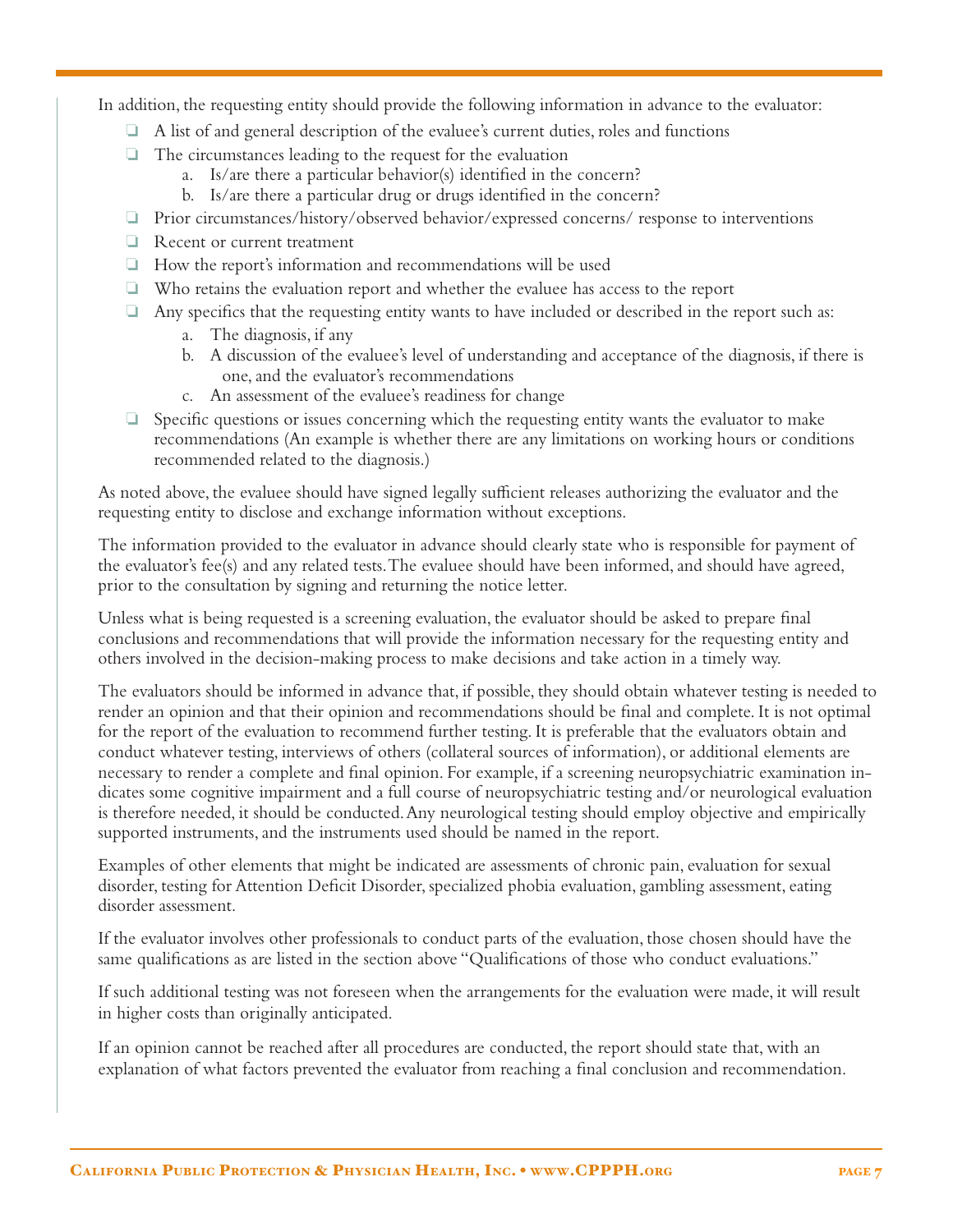In addition, the requesting entity should provide the following information in advance to the evaluator:

- A list of and general description of the evaluee's current duties, roles and functions
- The circumstances leading to the request for the evaluation
  a. Is/are there a particular behavior(s) identified in the concern?
  b. Is/are there a particular drug or drugs identified in the concern?
- Prior circumstances/history/observed behavior/expressed concerns/ response to interventions
- Recent or current treatment
- How the report's information and recommendations will be used
- Who retains the evaluation report and whether the evaluee has access to the report
- Any specifics that the requesting entity wants to have included or described in the report such as:
  a. The diagnosis, if any
  b. A discussion of the evaluee's level of understanding and acceptance of the diagnosis, if there is one, and the evaluator's recommendations
  c. An assessment of the evaluee's readiness for change
- Specific questions or issues concerning which the requesting entity wants the evaluator to make recommendations (An example is whether there are any limitations on working hours or conditions recommended related to the diagnosis.)

As noted above, the evaluee should have signed legally sufficient releases authorizing the evaluator and the requesting entity to disclose and exchange information without exceptions.

The information provided to the evaluator in advance should clearly state who is responsible for payment of the evaluator's fee(s) and any related tests. The evaluee should have been informed, and should have agreed, prior to the consultation by signing and returning the notice letter.

Unless what is being requested is a screening evaluation, the evaluator should be asked to prepare final conclusions and recommendations that will provide the information necessary for the requesting entity and others involved in the decision-making process to make decisions and take action in a timely way.

The evaluators should be informed in advance that, if possible, they should obtain whatever testing is needed to render an opinion and that their opinion and recommendations should be final and complete. It is not optimal for the report of the evaluation to recommend further testing. It is preferable that the evaluators obtain and conduct whatever testing, interviews of others (collateral sources of information), or additional elements are necessary to render a complete and final opinion. For example, if a screening neuropsychiatric examination indicates some cognitive impairment and a full course of neuropsychiatric testing and/or neurological evaluation is therefore needed, it should be conducted. Any neurological testing should employ objective and empirically supported instruments, and the instruments used should be named in the report.

Examples of other elements that might be indicated are assessments of chronic pain, evaluation for sexual disorder, testing for Attention Deficit Disorder, specialized phobia evaluation, gambling assessment, eating disorder assessment.

If the evaluator involves other professionals to conduct parts of the evaluation, those chosen should have the same qualifications as are listed in the section above "Qualifications of those who conduct evaluations."

If such additional testing was not foreseen when the arrangements for the evaluation were made, it will result in higher costs than originally anticipated.

If an opinion cannot be reached after all procedures are conducted, the report should state that, with an explanation of what factors prevented the evaluator from reaching a final conclusion and recommendation.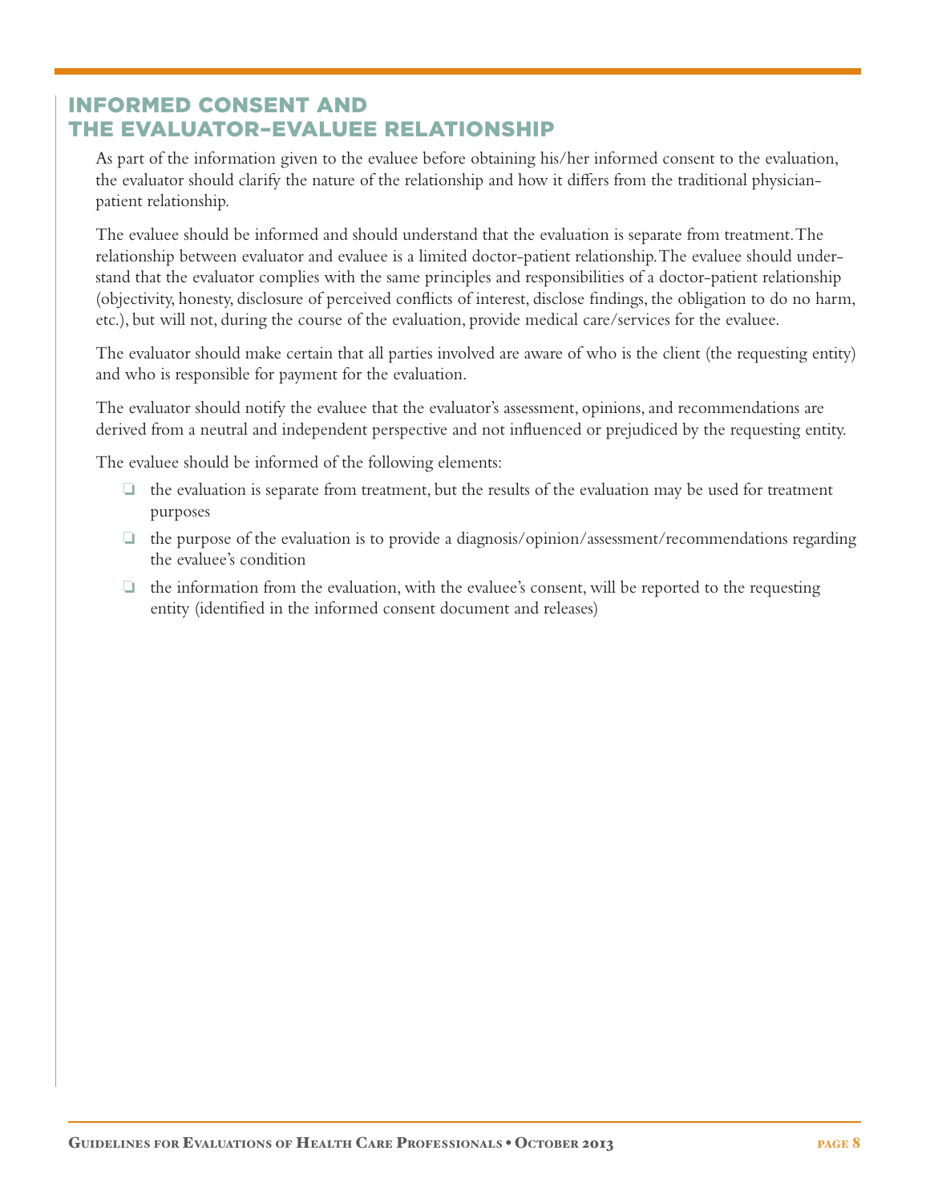## INFORMED CONSENT AND THE EVALUATOR–EVALUEE RELATIONSHIP

As part of the information given to the evaluee before obtaining his/her informed consent to the evaluation, the evaluator should clarify the nature of the relationship and how it differs from the traditional physician-patient relationship.

The evaluee should be informed and should understand that the evaluation is separate from treatment. The relationship between evaluator and evaluee is a limited doctor-patient relationship. The evaluee should understand that the evaluator complies with the same principles and responsibilities of a doctor-patient relationship (objectivity, honesty, disclosure of perceived conflicts of interest, disclose findings, the obligation to do no harm, etc.), but will not, during the course of the evaluation, provide medical care/services for the evaluee.

The evaluator should make certain that all parties involved are aware of who is the client (the requesting entity) and who is responsible for payment for the evaluation.

The evaluator should notify the evaluee that the evaluator's assessment, opinions, and recommendations are derived from a neutral and independent perspective and not influenced or prejudiced by the requesting entity.

The evaluee should be informed of the following elements:

- the evaluation is separate from treatment, but the results of the evaluation may be used for treatment purposes
- the purpose of the evaluation is to provide a diagnosis/opinion/assessment/recommendations regarding the evaluee's condition
- the information from the evaluation, with the evaluee's consent, will be reported to the requesting entity (identified in the informed consent document and releases)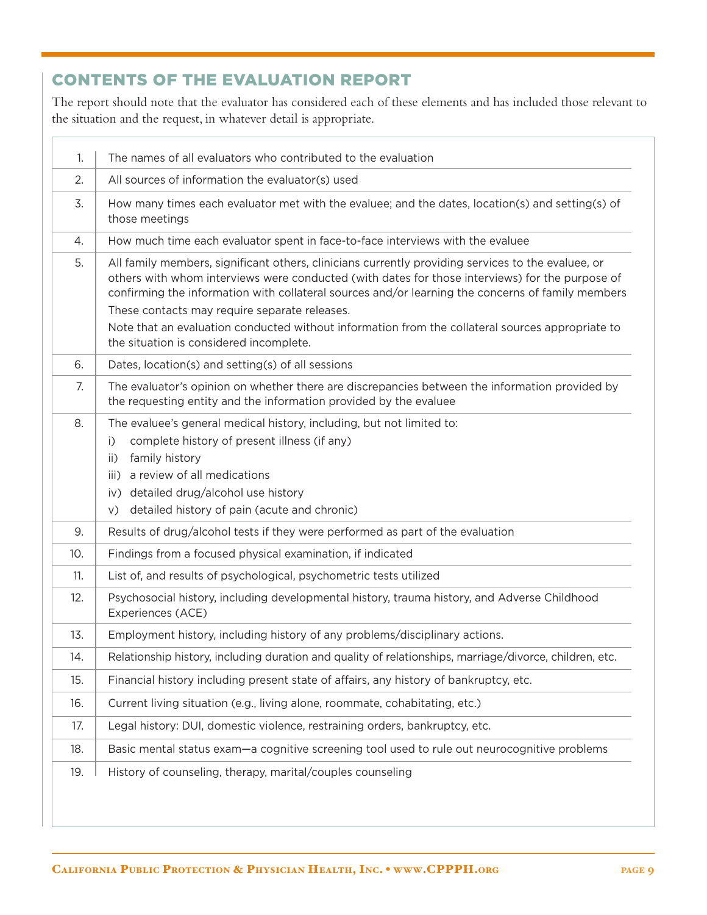## CONTENTS OF THE EVALUATION REPORT

The report should note that the evaluator has considered each of these elements and has included those relevant to the situation and the request, in whatever detail is appropriate.

| | |
|---|---|
| 1. | The names of all evaluators who contributed to the evaluation |
| 2. | All sources of information the evaluator(s) used |
| 3. | How many times each evaluator met with the evaluee; and the dates, location(s) and setting(s) of those meetings |
| 4. | How much time each evaluator spent in face-to-face interviews with the evaluee |
| 5. | All family members, significant others, clinicians currently providing services to the evaluee, or others with whom interviews were conducted (with dates for those interviews) for the purpose of confirming the information with collateral sources and/or learning the concerns of family members<br>These contacts may require separate releases.<br>Note that an evaluation conducted without information from the collateral sources appropriate to the situation is considered incomplete. |
| 6. | Dates, location(s) and setting(s) of all sessions |
| 7. | The evaluator's opinion on whether there are discrepancies between the information provided by the requesting entity and the information provided by the evaluee |
| 8. | The evaluee's general medical history, including, but not limited to:<br>i) complete history of present illness (if any)<br>ii) family history<br>iii) a review of all medications<br>iv) detailed drug/alcohol use history<br>v) detailed history of pain (acute and chronic) |
| 9. | Results of drug/alcohol tests if they were performed as part of the evaluation |
| 10. | Findings from a focused physical examination, if indicated |
| 11. | List of, and results of psychological, psychometric tests utilized |
| 12. | Psychosocial history, including developmental history, trauma history, and Adverse Childhood Experiences (ACE) |
| 13. | Employment history, including history of any problems/disciplinary actions. |
| 14. | Relationship history, including duration and quality of relationships, marriage/divorce, children, etc. |
| 15. | Financial history including present state of affairs, any history of bankruptcy, etc. |
| 16. | Current living situation (e.g., living alone, roommate, cohabitating, etc.) |
| 17. | Legal history: DUI, domestic violence, restraining orders, bankruptcy, etc. |
| 18. | Basic mental status exam—a cognitive screening tool used to rule out neurocognitive problems |
| 19. | History of counseling, therapy, marital/couples counseling |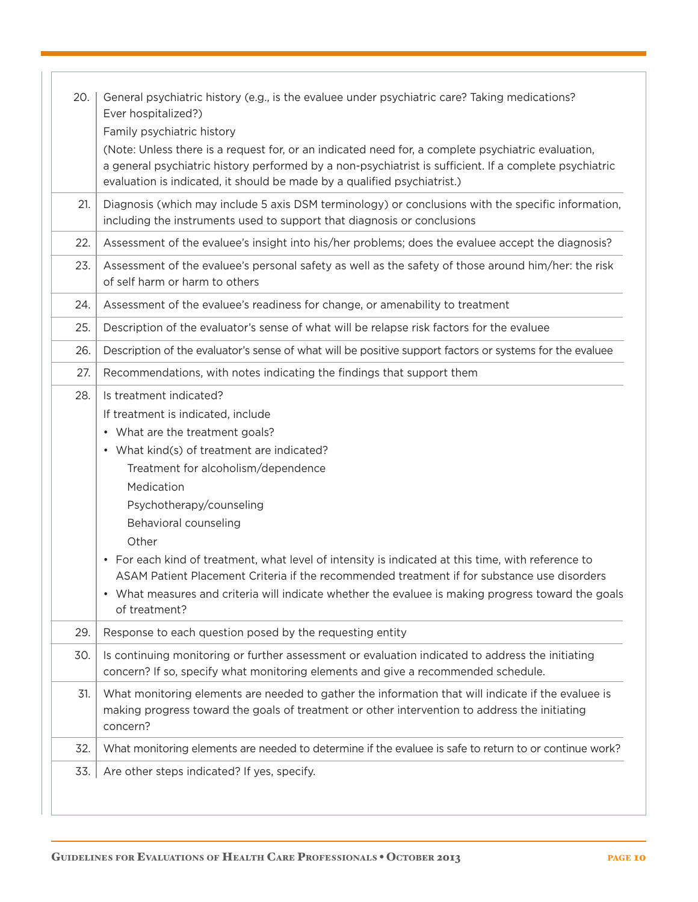| | |
|---|---|
| 20. | General psychiatric history (e.g., is the evaluee under psychiatric care? Taking medications? Ever hospitalized?)<br>Family psychiatric history<br>(Note: Unless there is a request for, or an indicated need for, a complete psychiatric evaluation, a general psychiatric history performed by a non-psychiatrist is sufficient. If a complete psychiatric evaluation is indicated, it should be made by a qualified psychiatrist.) |
| 21. | Diagnosis (which may include 5 axis DSM terminology) or conclusions with the specific information, including the instruments used to support that diagnosis or conclusions |
| 22. | Assessment of the evaluee's insight into his/her problems; does the evaluee accept the diagnosis? |
| 23. | Assessment of the evaluee's personal safety as well as the safety of those around him/her: the risk of self harm or harm to others |
| 24. | Assessment of the evaluee's readiness for change, or amenability to treatment |
| 25. | Description of the evaluator's sense of what will be relapse risk factors for the evaluee |
| 26. | Description of the evaluator's sense of what will be positive support factors or systems for the evaluee |
| 27. | Recommendations, with notes indicating the findings that support them |
| 28. | Is treatment indicated?<br>If treatment is indicated, include<br>• What are the treatment goals?<br>• What kind(s) of treatment are indicated?<br>&nbsp;&nbsp;&nbsp;&nbsp;Treatment for alcoholism/dependence<br>&nbsp;&nbsp;&nbsp;&nbsp;Medication<br>&nbsp;&nbsp;&nbsp;&nbsp;Psychotherapy/counseling<br>&nbsp;&nbsp;&nbsp;&nbsp;Behavioral counseling<br>&nbsp;&nbsp;&nbsp;&nbsp;Other<br>• For each kind of treatment, what level of intensity is indicated at this time, with reference to ASAM Patient Placement Criteria if the recommended treatment if for substance use disorders<br>• What measures and criteria will indicate whether the evaluee is making progress toward the goals of treatment? |
| 29. | Response to each question posed by the requesting entity |
| 30. | Is continuing monitoring or further assessment or evaluation indicated to address the initiating concern? If so, specify what monitoring elements and give a recommended schedule. |
| 31. | What monitoring elements are needed to gather the information that will indicate if the evaluee is making progress toward the goals of treatment or other intervention to address the initiating concern? |
| 32. | What monitoring elements are needed to determine if the evaluee is safe to return to or continue work? |
| 33. | Are other steps indicated? If yes, specify. |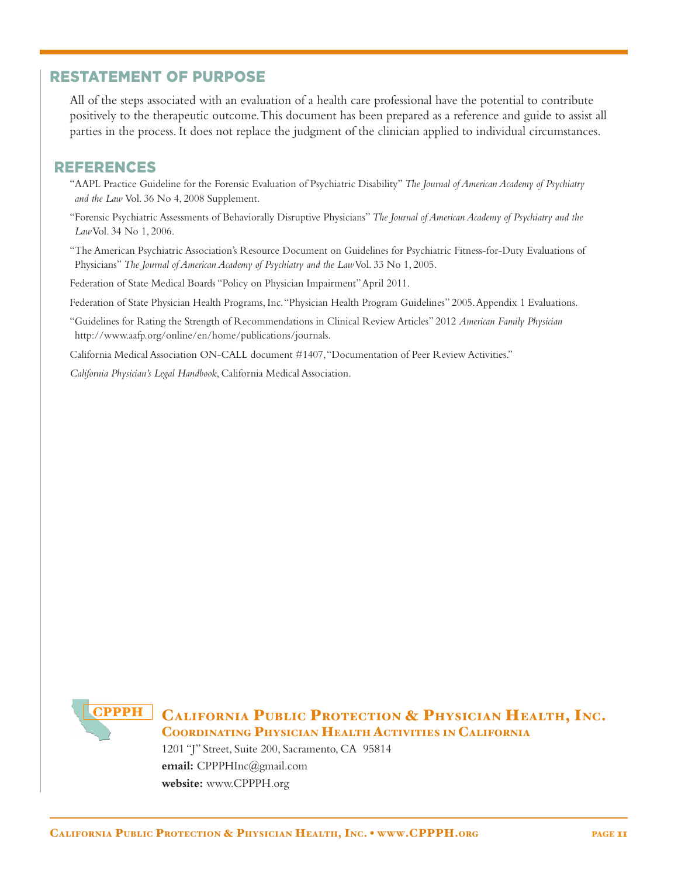## RESTATEMENT OF PURPOSE

All of the steps associated with an evaluation of a health care professional have the potential to contribute positively to the therapeutic outcome. This document has been prepared as a reference and guide to assist all parties in the process. It does not replace the judgment of the clinician applied to individual circumstances.

## REFERENCES

"AAPL Practice Guideline for the Forensic Evaluation of Psychiatric Disability" *The Journal of American Academy of Psychiatry and the Law* Vol. 36 No 4, 2008 Supplement.

"Forensic Psychiatric Assessments of Behaviorally Disruptive Physicians" *The Journal of American Academy of Psychiatry and the Law* Vol. 34 No 1, 2006.

"The American Psychiatric Association's Resource Document on Guidelines for Psychiatric Fitness-for-Duty Evaluations of Physicians" *The Journal of American Academy of Psychiatry and the Law* Vol. 33 No 1, 2005.

Federation of State Medical Boards "Policy on Physician Impairment" April 2011.

Federation of State Physician Health Programs, Inc. "Physician Health Program Guidelines" 2005. Appendix 1 Evaluations.

"Guidelines for Rating the Strength of Recommendations in Clinical Review Articles" 2012 *American Family Physician* http://www.aafp.org/online/en/home/publications/journals.

California Medical Association ON-CALL document #1407, "Documentation of Peer Review Activities."

*California Physician's Legal Handbook*, California Medical Association.

CPPPH

**California Public Protection & Physician Health, Inc.**
**Coordinating Physician Health Activities in California**

1201 "J" Street, Suite 200, Sacramento, CA 95814

**email:** CPPPHInc@gmail.com

**website:** www.CPPPH.org